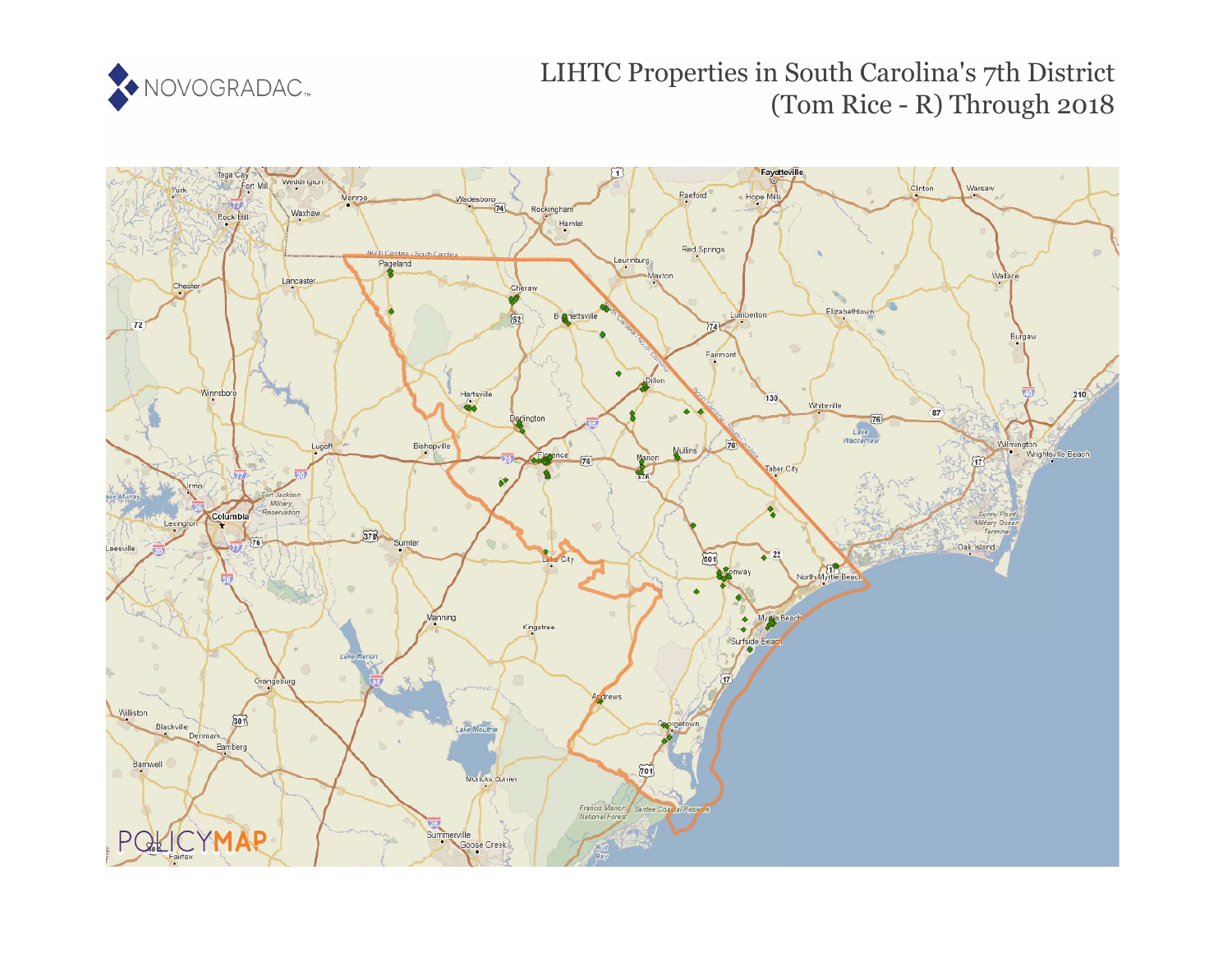# LIHTC Properties in South Carolina's 7th District (Tom Rice - R) Through 2018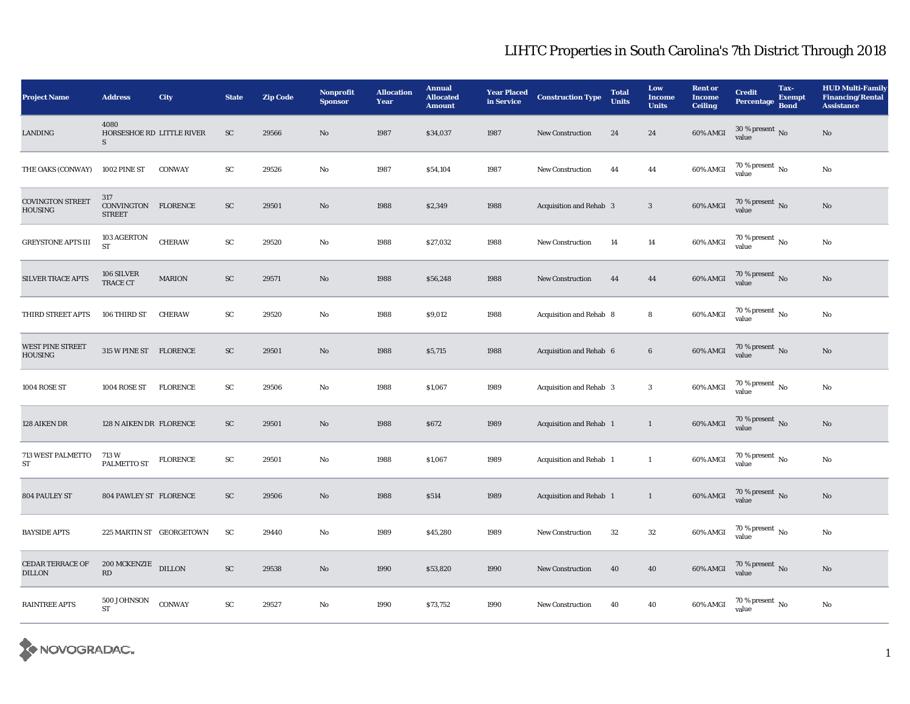# LIHTC Properties in South Carolina's 7th District Through 2018

| Project Name | Address | City | State | Zip Code | Nonprofit Sponsor | Allocation Year | Annual Allocated Amount | Year Placed in Service | Construction Type | Total Units | Low Income Units | Rent or Income Ceiling | Credit Percentage | Tax-Exempt Bond | HUD Multi-Family Financing/Rental Assistance |
|---|---|---|---|---|---|---|---|---|---|---|---|---|---|---|---|
| LANDING | 4080 HORSESHOE RD S | LITTLE RIVER | SC | 29566 | No | 1987 | $34,037 | 1987 | New Construction | 24 | 24 | 60% AMGI | 30 % present value | No | No |
| THE OAKS (CONWAY) | 1002 PINE ST | CONWAY | SC | 29526 | No | 1987 | $54,104 | 1987 | New Construction | 44 | 44 | 60% AMGI | 70 % present value | No | No |
| COVINGTON STREET HOUSING | 317 CONVINGTON STREET | FLORENCE | SC | 29501 | No | 1988 | $2,349 | 1988 | Acquisition and Rehab | 3 | 3 | 60% AMGI | 70 % present value | No | No |
| GREYSTONE APTS III | 103 AGERTON ST | CHERAW | SC | 29520 | No | 1988 | $27,032 | 1988 | New Construction | 14 | 14 | 60% AMGI | 70 % present value | No | No |
| SILVER TRACE APTS | 106 SILVER TRACE CT | MARION | SC | 29571 | No | 1988 | $56,248 | 1988 | New Construction | 44 | 44 | 60% AMGI | 70 % present value | No | No |
| THIRD STREET APTS | 106 THIRD ST | CHERAW | SC | 29520 | No | 1988 | $9,012 | 1988 | Acquisition and Rehab | 8 | 8 | 60% AMGI | 70 % present value | No | No |
| WEST PINE STREET HOUSING | 315 W PINE ST | FLORENCE | SC | 29501 | No | 1988 | $5,715 | 1988 | Acquisition and Rehab | 6 | 6 | 60% AMGI | 70 % present value | No | No |
| 1004 ROSE ST | 1004 ROSE ST | FLORENCE | SC | 29506 | No | 1988 | $1,067 | 1989 | Acquisition and Rehab | 3 | 3 | 60% AMGI | 70 % present value | No | No |
| 128 AIKEN DR | 128 N AIKEN DR | FLORENCE | SC | 29501 | No | 1988 | $672 | 1989 | Acquisition and Rehab | 1 | 1 | 60% AMGI | 70 % present value | No | No |
| 713 WEST PALMETTO ST | 713 W PALMETTO ST | FLORENCE | SC | 29501 | No | 1988 | $1,067 | 1989 | Acquisition and Rehab | 1 | 1 | 60% AMGI | 70 % present value | No | No |
| 804 PAULEY ST | 804 PAWLEY ST | FLORENCE | SC | 29506 | No | 1988 | $514 | 1989 | Acquisition and Rehab | 1 | 1 | 60% AMGI | 70 % present value | No | No |
| BAYSIDE APTS | 225 MARTIN ST | GEORGETOWN | SC | 29440 | No | 1989 | $45,280 | 1989 | New Construction | 32 | 32 | 60% AMGI | 70 % present value | No | No |
| CEDAR TERRACE OF DILLON | 200 MCKENZIE RD | DILLON | SC | 29538 | No | 1990 | $53,820 | 1990 | New Construction | 40 | 40 | 60% AMGI | 70 % present value | No | No |
| RAINTREE APTS | 500 JOHNSON ST | CONWAY | SC | 29527 | No | 1990 | $73,752 | 1990 | New Construction | 40 | 40 | 60% AMGI | 70 % present value | No | No |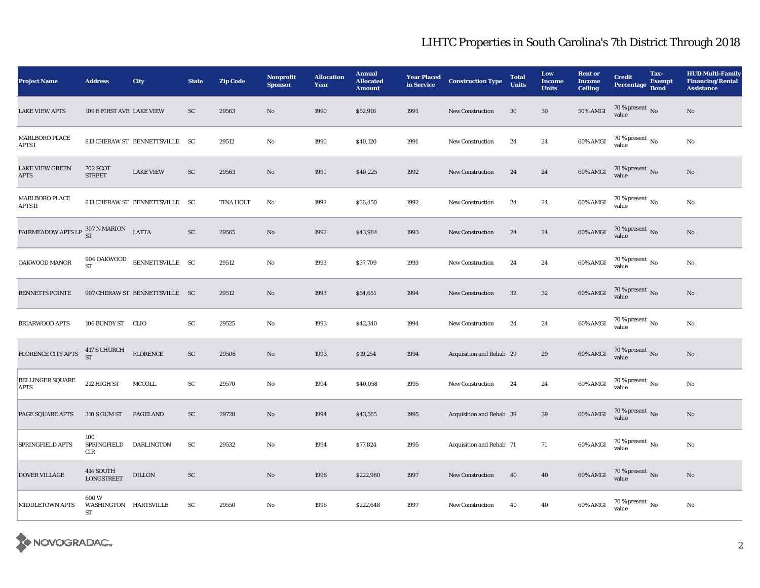# LIHTC Properties in South Carolina's 7th District Through 2018

| Project Name | Address | City | State | Zip Code | Nonprofit Sponsor | Allocation Year | Annual Allocated Amount | Year Placed in Service | Construction Type | Total Units | Low Income Units | Rent or Income Ceiling | Credit Percentage | Tax-Exempt Bond | HUD Multi-Family Financing/Rental Assistance |
|---|---|---|---|---|---|---|---|---|---|---|---|---|---|---|---|
| LAKE VIEW APTS | 109 E FIRST AVE | LAKE VIEW | SC | 29563 | No | 1990 | $52,916 | 1991 | New Construction | 30 | 30 | 50% AMGI | 70 % present value | No | No |
| MARLBORO PLACE APTS I | 813 CHERAW ST | BENNETTSVILLE | SC | 29512 | No | 1990 | $40,120 | 1991 | New Construction | 24 | 24 | 60% AMGI | 70 % present value | No | No |
| LAKE VIEW GREEN APTS | 702 SCOT STREET | LAKE VIEW | SC | 29563 | No | 1991 | $40,225 | 1992 | New Construction | 24 | 24 | 60% AMGI | 70 % present value | No | No |
| MARLBORO PLACE APTS II | 813 CHERAW ST | BENNETTSVILLE | SC | TINA HOLT | No | 1992 | $36,450 | 1992 | New Construction | 24 | 24 | 60% AMGI | 70 % present value | No | No |
| FAIRMEADOW APTS LP | 307 N MARION ST | LATTA | SC | 29565 | No | 1992 | $43,984 | 1993 | New Construction | 24 | 24 | 60% AMGI | 70 % present value | No | No |
| OAKWOOD MANOR | 904 OAKWOOD ST | BENNETTSVILLE | SC | 29512 | No | 1993 | $37,709 | 1993 | New Construction | 24 | 24 | 60% AMGI | 70 % present value | No | No |
| BENNETTS POINTE | 907 CHERAW ST | BENNETTSVILLE | SC | 29512 | No | 1993 | $54,651 | 1994 | New Construction | 32 | 32 | 60% AMGI | 70 % present value | No | No |
| BRIARWOOD APTS | 106 BUNDY ST | CLIO | SC | 29525 | No | 1993 | $42,340 | 1994 | New Construction | 24 | 24 | 60% AMGI | 70 % present value | No | No |
| FLORENCE CITY APTS | 417 S CHURCH ST | FLORENCE | SC | 29506 | No | 1993 | $19,254 | 1994 | Acquisition and Rehab | 29 | 29 | 60% AMGI | 70 % present value | No | No |
| BELLINGER SQUARE APTS | 212 HIGH ST | MCCOLL | SC | 29570 | No | 1994 | $40,058 | 1995 | New Construction | 24 | 24 | 60% AMGI | 70 % present value | No | No |
| PAGE SQUARE APTS | 310 S GUM ST | PAGELAND | SC | 29728 | No | 1994 | $43,565 | 1995 | Acquisition and Rehab | 39 | 39 | 60% AMGI | 70 % present value | No | No |
| SPRINGFIELD APTS | 100 SPRINGFIELD CIR | DARLINGTON | SC | 29532 | No | 1994 | $77,824 | 1995 | Acquisition and Rehab | 71 | 71 | 60% AMGI | 70 % present value | No | No |
| DOVER VILLAGE | 414 SOUTH LONGSTREET | DILLON | SC | | No | 1996 | $222,980 | 1997 | New Construction | 40 | 40 | 60% AMGI | 70 % present value | No | No |
| MIDDLETOWN APTS | 600 W WASHINGTON ST | HARTSVILLE | SC | 29550 | No | 1996 | $222,648 | 1997 | New Construction | 40 | 40 | 60% AMGI | 70 % present value | No | No |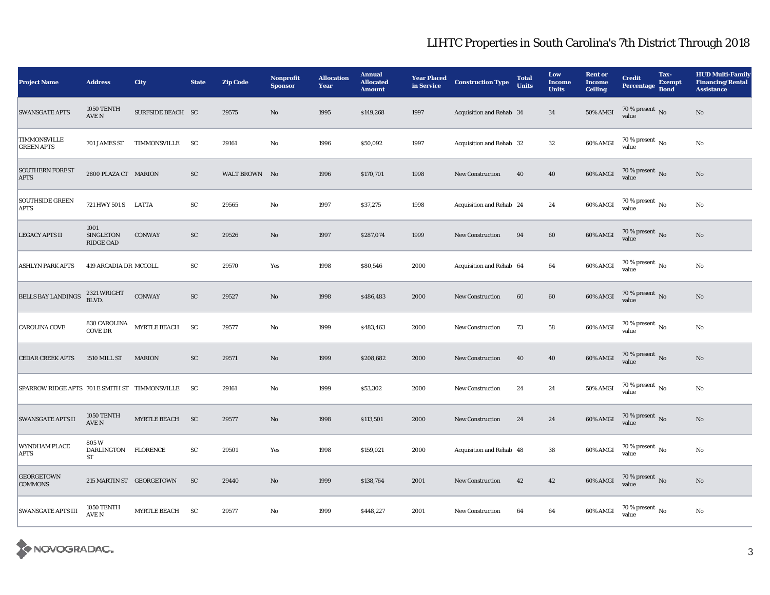# LIHTC Properties in South Carolina's 7th District Through 2018

| Project Name | Address | City | State | Zip Code | Nonprofit Sponsor | Allocation Year | Annual Allocated Amount | Year Placed in Service | Construction Type | Total Units | Low Income Units | Rent or Income Ceiling | Credit Percentage | Tax-Exempt Bond | HUD Multi-Family Financing/Rental Assistance |
|---|---|---|---|---|---|---|---|---|---|---|---|---|---|---|---|
| SWANSGATE APTS | 1050 TENTH AVE N | SURFSIDE BEACH | SC | 29575 | No | 1995 | $149,268 | 1997 | Acquisition and Rehab | 34 | 34 | 50% AMGI | 70 % present value | No | No |
| TIMMONSVILLE GREEN APTS | 701 JAMES ST | TIMMONSVILLE | SC | 29161 | No | 1996 | $50,092 | 1997 | Acquisition and Rehab | 32 | 32 | 60% AMGI | 70 % present value | No | No |
| SOUTHERN FOREST APTS | 2800 PLAZA CT | MARION | SC | WALT BROWN | No | 1996 | $170,701 | 1998 | New Construction | 40 | 40 | 60% AMGI | 70 % present value | No | No |
| SOUTHSIDE GREEN APTS | 721 HWY 501 S | LATTA | SC | 29565 | No | 1997 | $37,275 | 1998 | Acquisition and Rehab | 24 | 24 | 60% AMGI | 70 % present value | No | No |
| LEGACY APTS II | 1001 SINGLETON RIDGE OAD | CONWAY | SC | 29526 | No | 1997 | $287,074 | 1999 | New Construction | 94 | 60 | 60% AMGI | 70 % present value | No | No |
| ASHLYN PARK APTS | 419 ARCADIA DR | MCCOLL | SC | 29570 | Yes | 1998 | $80,546 | 2000 | Acquisition and Rehab | 64 | 64 | 60% AMGI | 70 % present value | No | No |
| BELLS BAY LANDINGS | 2321 WRIGHT BLVD. | CONWAY | SC | 29527 | No | 1998 | $486,483 | 2000 | New Construction | 60 | 60 | 60% AMGI | 70 % present value | No | No |
| CAROLINA COVE | 830 CAROLINA COVE DR | MYRTLE BEACH | SC | 29577 | No | 1999 | $483,463 | 2000 | New Construction | 73 | 58 | 60% AMGI | 70 % present value | No | No |
| CEDAR CREEK APTS | 1510 MILL ST | MARION | SC | 29571 | No | 1999 | $208,682 | 2000 | New Construction | 40 | 40 | 60% AMGI | 70 % present value | No | No |
| SPARROW RIDGE APTS | 701 E SMITH ST | TIMMONSVILLE | SC | 29161 | No | 1999 | $53,302 | 2000 | New Construction | 24 | 24 | 50% AMGI | 70 % present value | No | No |
| SWANSGATE APTS II | 1050 TENTH AVE N | MYRTLE BEACH | SC | 29577 | No | 1998 | $113,501 | 2000 | New Construction | 24 | 24 | 60% AMGI | 70 % present value | No | No |
| WYNDHAM PLACE APTS | 805 W DARLINGTON ST | FLORENCE | SC | 29501 | Yes | 1998 | $159,021 | 2000 | Acquisition and Rehab | 48 | 38 | 60% AMGI | 70 % present value | No | No |
| GEORGETOWN COMMONS | 215 MARTIN ST | GEORGETOWN | SC | 29440 | No | 1999 | $138,764 | 2001 | New Construction | 42 | 42 | 60% AMGI | 70 % present value | No | No |
| SWANSGATE APTS III | 1050 TENTH AVE N | MYRTLE BEACH | SC | 29577 | No | 1999 | $448,227 | 2001 | New Construction | 64 | 64 | 60% AMGI | 70 % present value | No | No |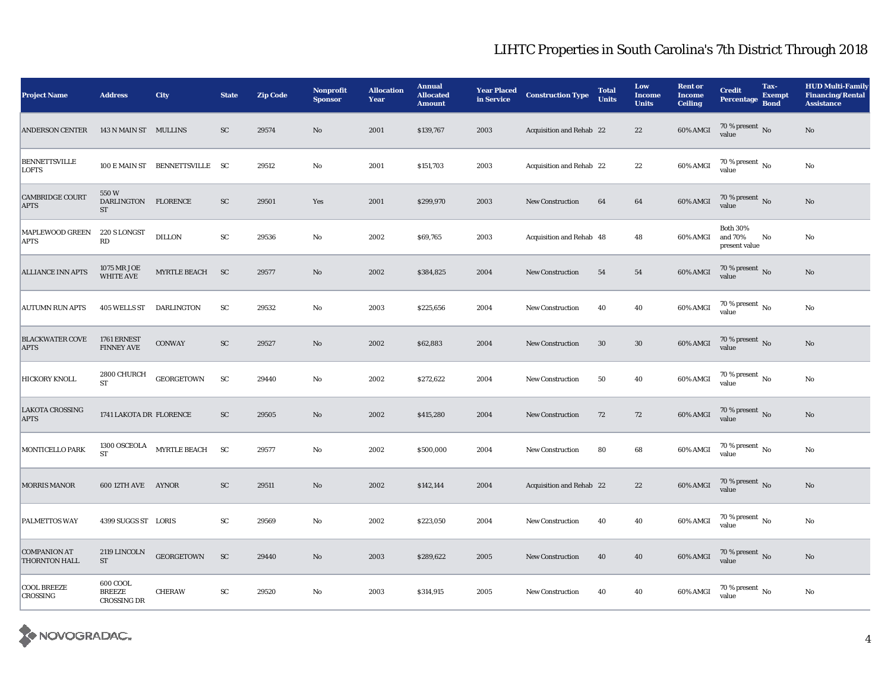# LIHTC Properties in South Carolina's 7th District Through 2018

| Project Name | Address | City | State | Zip Code | Nonprofit Sponsor | Allocation Year | Annual Allocated Amount | Year Placed in Service | Construction Type | Total Units | Low Income Units | Rent or Income Ceiling | Credit Percentage | Tax-Exempt Bond | HUD Multi-Family Financing/Rental Assistance |
|---|---|---|---|---|---|---|---|---|---|---|---|---|---|---|---|
| ANDERSON CENTER | 143 N MAIN ST | MULLINS | SC | 29574 | No | 2001 | $139,767 | 2003 | Acquisition and Rehab | 22 | 22 | 60% AMGI | 70 % present value | No | No |
| BENNETTSVILLE LOFTS | 100 E MAIN ST | BENNETTSVILLE | SC | 29512 | No | 2001 | $151,703 | 2003 | Acquisition and Rehab | 22 | 22 | 60% AMGI | 70 % present value | No | No |
| CAMBRIDGE COURT APTS | 550 W DARLINGTON ST | FLORENCE | SC | 29501 | Yes | 2001 | $299,970 | 2003 | New Construction | 64 | 64 | 60% AMGI | 70 % present value | No | No |
| MAPLEWOOD GREEN APTS | 220 S LONGST RD | DILLON | SC | 29536 | No | 2002 | $69,765 | 2003 | Acquisition and Rehab | 48 | 48 | 60% AMGI | Both 30% and 70% present value | No | No |
| ALLIANCE INN APTS | 1075 MR JOE WHITE AVE | MYRTLE BEACH | SC | 29577 | No | 2002 | $384,825 | 2004 | New Construction | 54 | 54 | 60% AMGI | 70 % present value | No | No |
| AUTUMN RUN APTS | 405 WELLS ST | DARLINGTON | SC | 29532 | No | 2003 | $225,656 | 2004 | New Construction | 40 | 40 | 60% AMGI | 70 % present value | No | No |
| BLACKWATER COVE APTS | 1761 ERNEST FINNEY AVE | CONWAY | SC | 29527 | No | 2002 | $62,883 | 2004 | New Construction | 30 | 30 | 60% AMGI | 70 % present value | No | No |
| HICKORY KNOLL | 2800 CHURCH ST | GEORGETOWN | SC | 29440 | No | 2002 | $272,622 | 2004 | New Construction | 50 | 40 | 60% AMGI | 70 % present value | No | No |
| LAKOTA CROSSING APTS | 1741 LAKOTA DR | FLORENCE | SC | 29505 | No | 2002 | $415,280 | 2004 | New Construction | 72 | 72 | 60% AMGI | 70 % present value | No | No |
| MONTICELLO PARK | 1300 OSCEOLA ST | MYRTLE BEACH | SC | 29577 | No | 2002 | $500,000 | 2004 | New Construction | 80 | 68 | 60% AMGI | 70 % present value | No | No |
| MORRIS MANOR | 600 12TH AVE | AYNOR | SC | 29511 | No | 2002 | $142,144 | 2004 | Acquisition and Rehab | 22 | 22 | 60% AMGI | 70 % present value | No | No |
| PALMETTOS WAY | 4399 SUGGS ST | LORIS | SC | 29569 | No | 2002 | $223,050 | 2004 | New Construction | 40 | 40 | 60% AMGI | 70 % present value | No | No |
| COMPANION AT THORNTON HALL | 2119 LINCOLN ST | GEORGETOWN | SC | 29440 | No | 2003 | $289,622 | 2005 | New Construction | 40 | 40 | 60% AMGI | 70 % present value | No | No |
| COOL BREEZE CROSSING | 600 COOL BREEZE CROSSING DR | CHERAW | SC | 29520 | No | 2003 | $314,915 | 2005 | New Construction | 40 | 40 | 60% AMGI | 70 % present value | No | No |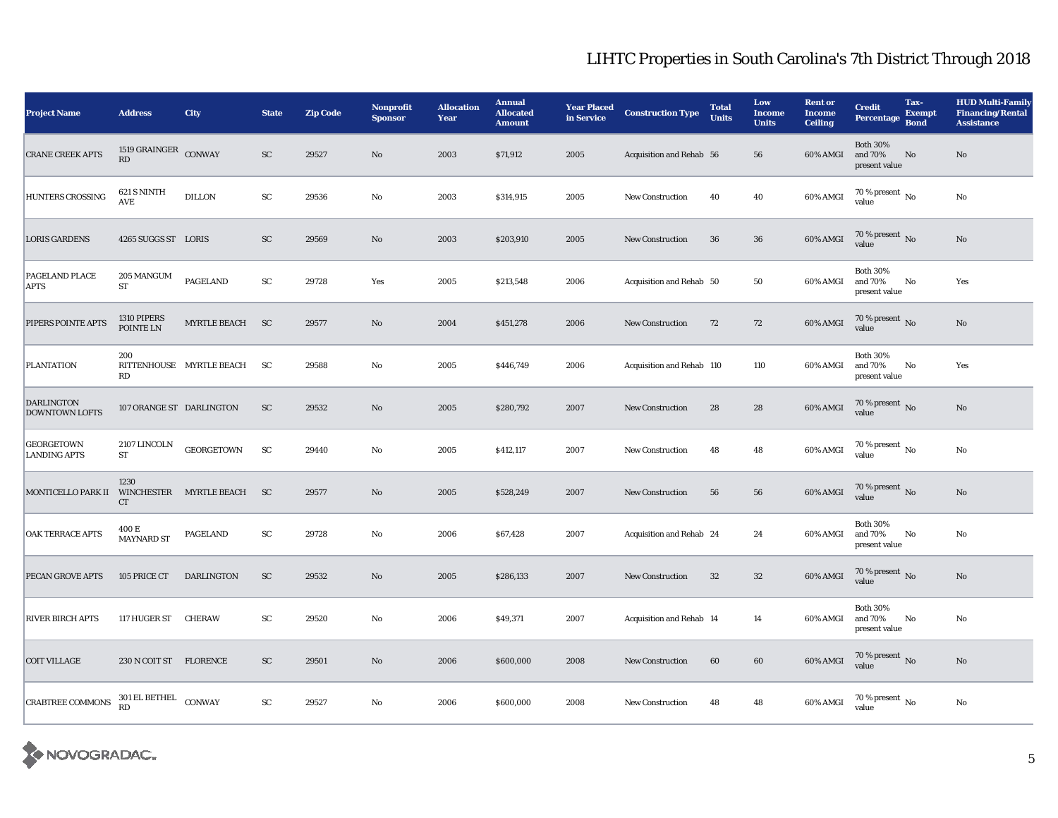# LIHTC Properties in South Carolina's 7th District Through 2018

| Project Name | Address | City | State | Zip Code | Nonprofit Sponsor | Allocation Year | Annual Allocated Amount | Year Placed in Service | Construction Type | Total Units | Low Income Units | Rent or Income Ceiling | Credit Percentage | Tax-Exempt Bond | HUD Multi-Family Financing/Rental Assistance |
|---|---|---|---|---|---|---|---|---|---|---|---|---|---|---|---|
| CRANE CREEK APTS | 1519 GRAINGER RD | CONWAY | SC | 29527 | No | 2003 | $71,912 | 2005 | Acquisition and Rehab | 56 | 56 | 60% AMGI | Both 30% and 70% present value | No | No |
| HUNTERS CROSSING | 621 S NINTH AVE | DILLON | SC | 29536 | No | 2003 | $314,915 | 2005 | New Construction | 40 | 40 | 60% AMGI | 70 % present value | No | No |
| LORIS GARDENS | 4265 SUGGS ST | LORIS | SC | 29569 | No | 2003 | $203,910 | 2005 | New Construction | 36 | 36 | 60% AMGI | 70 % present value | No | No |
| PAGELAND PLACE APTS | 205 MANGUM ST | PAGELAND | SC | 29728 | Yes | 2005 | $213,548 | 2006 | Acquisition and Rehab | 50 | 50 | 60% AMGI | Both 30% and 70% present value | No | Yes |
| PIPERS POINTE APTS | 1310 PIPERS POINTE LN | MYRTLE BEACH | SC | 29577 | No | 2004 | $451,278 | 2006 | New Construction | 72 | 72 | 60% AMGI | 70 % present value | No | No |
| PLANTATION | 200 RITTENHOUSE RD | MYRTLE BEACH | SC | 29588 | No | 2005 | $446,749 | 2006 | Acquisition and Rehab | 110 | 110 | 60% AMGI | Both 30% and 70% present value | No | Yes |
| DARLINGTON DOWNTOWN LOFTS | 107 ORANGE ST | DARLINGTON | SC | 29532 | No | 2005 | $280,792 | 2007 | New Construction | 28 | 28 | 60% AMGI | 70 % present value | No | No |
| GEORGETOWN LANDING APTS | 2107 LINCOLN ST | GEORGETOWN | SC | 29440 | No | 2005 | $412,117 | 2007 | New Construction | 48 | 48 | 60% AMGI | 70 % present value | No | No |
| MONTICELLO PARK II | 1230 WINCHESTER CT | MYRTLE BEACH | SC | 29577 | No | 2005 | $528,249 | 2007 | New Construction | 56 | 56 | 60% AMGI | 70 % present value | No | No |
| OAK TERRACE APTS | 400 E MAYNARD ST | PAGELAND | SC | 29728 | No | 2006 | $67,428 | 2007 | Acquisition and Rehab | 24 | 24 | 60% AMGI | Both 30% and 70% present value | No | No |
| PECAN GROVE APTS | 105 PRICE CT | DARLINGTON | SC | 29532 | No | 2005 | $286,133 | 2007 | New Construction | 32 | 32 | 60% AMGI | 70 % present value | No | No |
| RIVER BIRCH APTS | 117 HUGER ST | CHERAW | SC | 29520 | No | 2006 | $49,371 | 2007 | Acquisition and Rehab | 14 | 14 | 60% AMGI | Both 30% and 70% present value | No | No |
| COIT VILLAGE | 230 N COIT ST | FLORENCE | SC | 29501 | No | 2006 | $600,000 | 2008 | New Construction | 60 | 60 | 60% AMGI | 70 % present value | No | No |
| CRABTREE COMMONS | 301 EL BETHEL RD | CONWAY | SC | 29527 | No | 2006 | $600,000 | 2008 | New Construction | 48 | 48 | 60% AMGI | 70 % present value | No | No |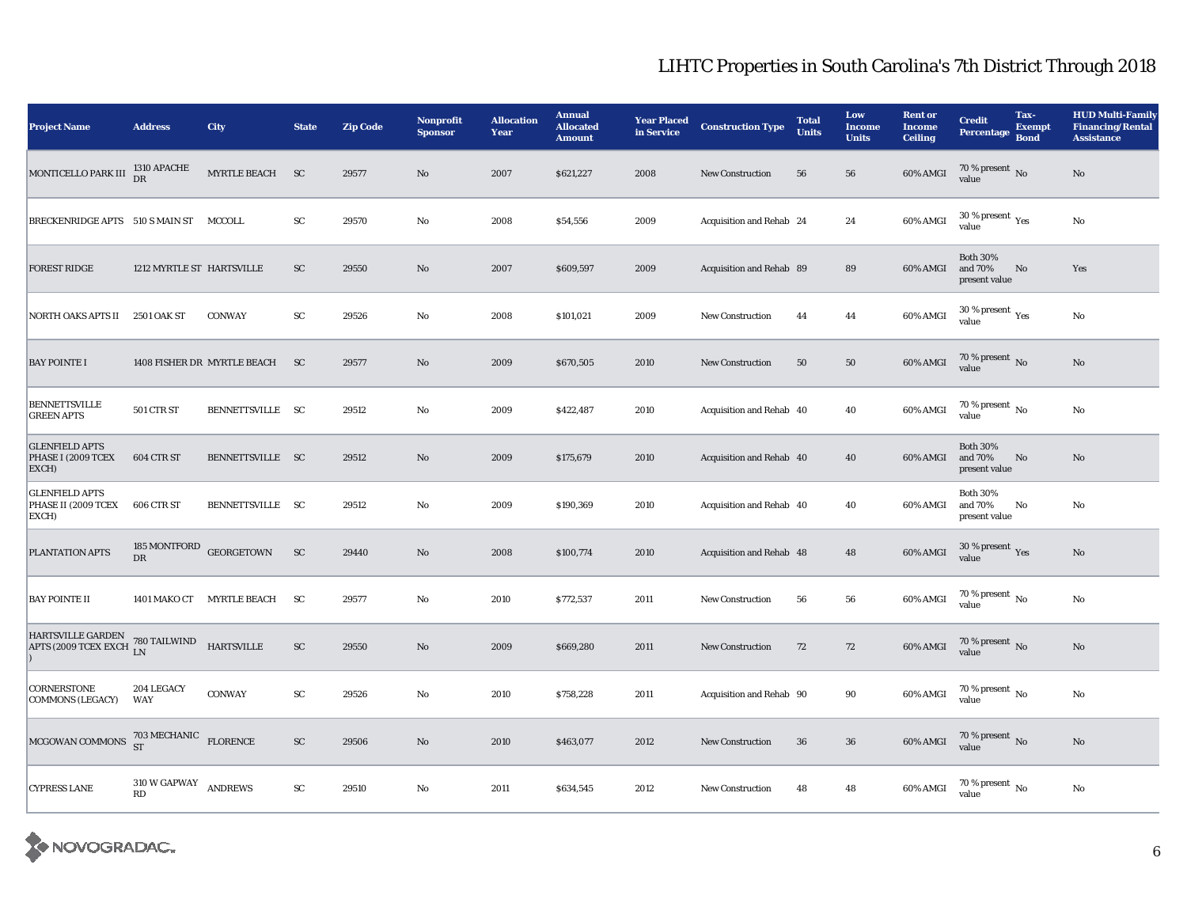# LIHTC Properties in South Carolina's 7th District Through 2018

| Project Name | Address | City | State | Zip Code | Nonprofit Sponsor | Allocation Year | Annual Allocated Amount | Year Placed in Service | Construction Type | Total Units | Low Income Units | Rent or Income Ceiling | Credit Percentage | Tax-Exempt Bond | HUD Multi-Family Financing/Rental Assistance |
|---|---|---|---|---|---|---|---|---|---|---|---|---|---|---|---|
| MONTICELLO PARK III | 1310 APACHE DR | MYRTLE BEACH | SC | 29577 | No | 2007 | $621,227 | 2008 | New Construction | 56 | 56 | 60% AMGI | 70 % present value | No | No |
| BRECKENRIDGE APTS | 510 S MAIN ST | MCCOLL | SC | 29570 | No | 2008 | $54,556 | 2009 | Acquisition and Rehab | 24 | 24 | 60% AMGI | 30 % present value | Yes | No |
| FOREST RIDGE | 1212 MYRTLE ST | HARTSVILLE | SC | 29550 | No | 2007 | $609,597 | 2009 | Acquisition and Rehab | 89 | 89 | 60% AMGI | Both 30% and 70% present value | No | Yes |
| NORTH OAKS APTS II | 2501 OAK ST | CONWAY | SC | 29526 | No | 2008 | $101,021 | 2009 | New Construction | 44 | 44 | 60% AMGI | 30 % present value | Yes | No |
| BAY POINTE I | 1408 FISHER DR | MYRTLE BEACH | SC | 29577 | No | 2009 | $670,505 | 2010 | New Construction | 50 | 50 | 60% AMGI | 70 % present value | No | No |
| BENNETTSVILLE GREEN APTS | 501 CTR ST | BENNETTSVILLE | SC | 29512 | No | 2009 | $422,487 | 2010 | Acquisition and Rehab | 40 | 40 | 60% AMGI | 70 % present value | No | No |
| GLENFIELD APTS PHASE I (2009 TCEX EXCH) | 604 CTR ST | BENNETTSVILLE | SC | 29512 | No | 2009 | $175,679 | 2010 | Acquisition and Rehab | 40 | 40 | 60% AMGI | Both 30% and 70% present value | No | No |
| GLENFIELD APTS PHASE II (2009 TCEX EXCH) | 606 CTR ST | BENNETTSVILLE | SC | 29512 | No | 2009 | $190,369 | 2010 | Acquisition and Rehab | 40 | 40 | 60% AMGI | Both 30% and 70% present value | No | No |
| PLANTATION APTS | 185 MONTFORD DR | GEORGETOWN | SC | 29440 | No | 2008 | $100,774 | 2010 | Acquisition and Rehab | 48 | 48 | 60% AMGI | 30 % present value | Yes | No |
| BAY POINTE II | 1401 MAKO CT | MYRTLE BEACH | SC | 29577 | No | 2010 | $772,537 | 2011 | New Construction | 56 | 56 | 60% AMGI | 70 % present value | No | No |
| HARTSVILLE GARDEN APTS (2009 TCEX EXCH ) | 780 TAILWIND LN | HARTSVILLE | SC | 29550 | No | 2009 | $669,280 | 2011 | New Construction | 72 | 72 | 60% AMGI | 70 % present value | No | No |
| CORNERSTONE COMMONS (LEGACY) | 204 LEGACY WAY | CONWAY | SC | 29526 | No | 2010 | $758,228 | 2011 | Acquisition and Rehab | 90 | 90 | 60% AMGI | 70 % present value | No | No |
| MCGOWAN COMMONS | 703 MECHANIC ST | FLORENCE | SC | 29506 | No | 2010 | $463,077 | 2012 | New Construction | 36 | 36 | 60% AMGI | 70 % present value | No | No |
| CYPRESS LANE | 310 W GAPWAY RD | ANDREWS | SC | 29510 | No | 2011 | $634,545 | 2012 | New Construction | 48 | 48 | 60% AMGI | 70 % present value | No | No |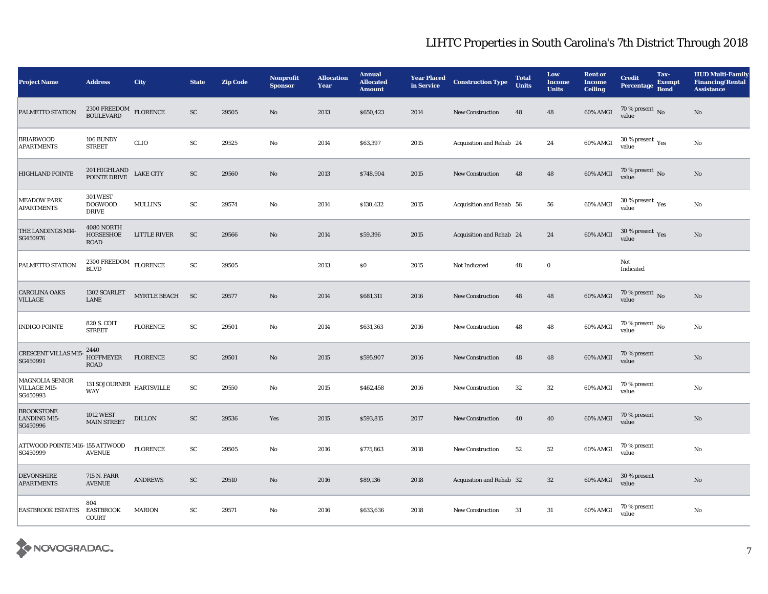# LIHTC Properties in South Carolina's 7th District Through 2018

| Project Name | Address | City | State | Zip Code | Nonprofit Sponsor | Allocation Year | Annual Allocated Amount | Year Placed in Service | Construction Type | Total Units | Low Income Units | Rent or Income Ceiling | Credit Percentage | Tax-Exempt Bond | HUD Multi-Family Financing/Rental Assistance |
|---|---|---|---|---|---|---|---|---|---|---|---|---|---|---|---|
| PALMETTO STATION | 2300 FREEDOM BOULEVARD | FLORENCE | SC | 29505 | No | 2013 | $650,423 | 2014 | New Construction | 48 | 48 | 60% AMGI | 70 % present value | No | No |
| BRIARWOOD APARTMENTS | 106 BUNDY STREET | CLIO | SC | 29525 | No | 2014 | $63,397 | 2015 | Acquisition and Rehab | 24 | 24 | 60% AMGI | 30 % present value | Yes | No |
| HIGHLAND POINTE | 201 HIGHLAND POINTE DRIVE | LAKE CITY | SC | 29560 | No | 2013 | $748,904 | 2015 | New Construction | 48 | 48 | 60% AMGI | 70 % present value | No | No |
| MEADOW PARK APARTMENTS | 301 WEST DOGWOOD DRIVE | MULLINS | SC | 29574 | No | 2014 | $130,432 | 2015 | Acquisition and Rehab | 56 | 56 | 60% AMGI | 30 % present value | Yes | No |
| THE LANDINGS M14-SG450976 | 4080 NORTH HORSESHOE ROAD | LITTLE RIVER | SC | 29566 | No | 2014 | $59,396 | 2015 | Acquisition and Rehab | 24 | 24 | 60% AMGI | 30 % present value | Yes | No |
| PALMETTO STATION | 2300 FREEDOM BLVD | FLORENCE | SC | 29505 | | 2013 | $0 | 2015 | Not Indicated | 48 | 0 | | Not Indicated | | |
| CAROLINA OAKS VILLAGE | 1302 SCARLET LANE | MYRTLE BEACH | SC | 29577 | No | 2014 | $681,311 | 2016 | New Construction | 48 | 48 | 60% AMGI | 70 % present value | No | No |
| INDIGO POINTE | 820 S. COIT STREET | FLORENCE | SC | 29501 | No | 2014 | $631,363 | 2016 | New Construction | 48 | 48 | 60% AMGI | 70 % present value | No | No |
| CRESCENT VILLAS M15-SG450991 | 2440 HOFFMEYER ROAD | FLORENCE | SC | 29501 | No | 2015 | $595,907 | 2016 | New Construction | 48 | 48 | 60% AMGI | 70 % present value | | No |
| MAGNOLIA SENIOR VILLAGE M15-SG450993 | 131 SOJOURNER WAY | HARTSVILLE | SC | 29550 | No | 2015 | $462,458 | 2016 | New Construction | 32 | 32 | 60% AMGI | 70 % present value | | No |
| BROOKSTONE LANDING M15-SG450996 | 1012 WEST MAIN STREET | DILLON | SC | 29536 | Yes | 2015 | $593,815 | 2017 | New Construction | 40 | 40 | 60% AMGI | 70 % present value | | No |
| ATTWOOD POINTE M16-SG450999 | 155 ATTWOOD AVENUE | FLORENCE | SC | 29505 | No | 2016 | $775,863 | 2018 | New Construction | 52 | 52 | 60% AMGI | 70 % present value | | No |
| DEVONSHIRE APARTMENTS | 715 N. FARR AVENUE | ANDREWS | SC | 29510 | No | 2016 | $89,136 | 2018 | Acquisition and Rehab | 32 | 32 | 60% AMGI | 30 % present value | | No |
| EASTBROOK ESTATES | 804 EASTBROOK COURT | MARION | SC | 29571 | No | 2016 | $633,636 | 2018 | New Construction | 31 | 31 | 60% AMGI | 70 % present value | | No |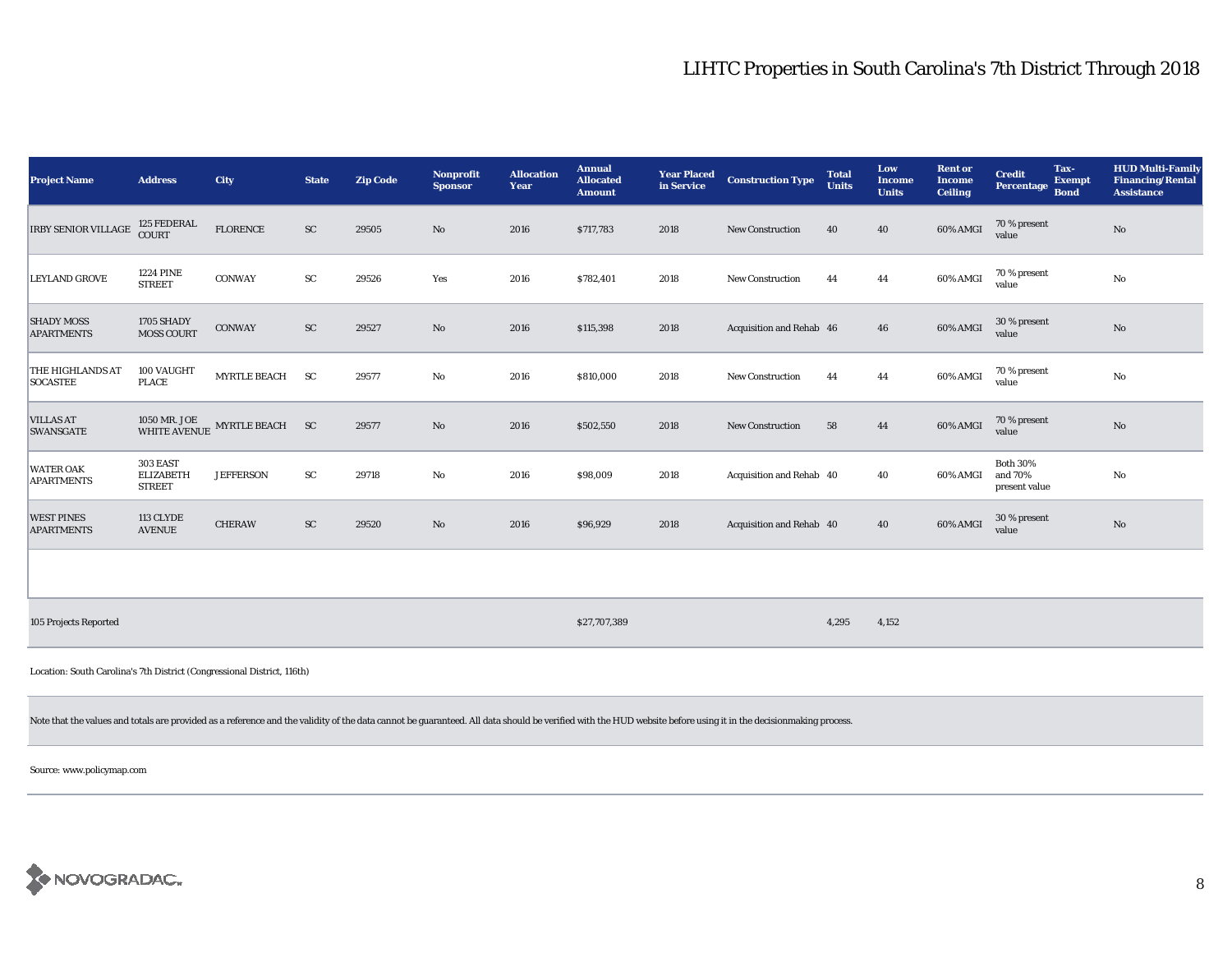# LIHTC Properties in South Carolina's 7th District Through 2018

| Project Name | Address | City | State | Zip Code | Nonprofit Sponsor | Allocation Year | Annual Allocated Amount | Year Placed in Service | Construction Type | Total Units | Low Income Units | Rent or Income Ceiling | Credit Percentage | Tax-Exempt Bond | HUD Multi-Family Financing/Rental Assistance |
|---|---|---|---|---|---|---|---|---|---|---|---|---|---|---|---|
| IRBY SENIOR VILLAGE | 125 FEDERAL COURT | FLORENCE | SC | 29505 | No | 2016 | $717,783 | 2018 | New Construction | 40 | 40 | 60% AMGI | 70 % present value | | No |
| LEYLAND GROVE | 1224 PINE STREET | CONWAY | SC | 29526 | Yes | 2016 | $782,401 | 2018 | New Construction | 44 | 44 | 60% AMGI | 70 % present value | | No |
| SHADY MOSS APARTMENTS | 1705 SHADY MOSS COURT | CONWAY | SC | 29527 | No | 2016 | $115,398 | 2018 | Acquisition and Rehab | 46 | 46 | 60% AMGI | 30 % present value | | No |
| THE HIGHLANDS AT SOCASTEE | 100 VAUGHT PLACE | MYRTLE BEACH | SC | 29577 | No | 2016 | $810,000 | 2018 | New Construction | 44 | 44 | 60% AMGI | 70 % present value | | No |
| VILLAS AT SWANSGATE | 1050 MR. JOE WHITE AVENUE | MYRTLE BEACH | SC | 29577 | No | 2016 | $502,550 | 2018 | New Construction | 58 | 44 | 60% AMGI | 70 % present value | | No |
| WATER OAK APARTMENTS | 303 EAST ELIZABETH STREET | JEFFERSON | SC | 29718 | No | 2016 | $98,009 | 2018 | Acquisition and Rehab | 40 | 40 | 60% AMGI | Both 30% and 70% present value | | No |
| WEST PINES APARTMENTS | 113 CLYDE AVENUE | CHERAW | SC | 29520 | No | 2016 | $96,929 | 2018 | Acquisition and Rehab | 40 | 40 | 60% AMGI | 30 % present value | | No |
| 105 Projects Reported | | | | | | | $27,707,389 | | | 4,295 | 4,152 | | | | |

Location: South Carolina's 7th District (Congressional District, 116th)

Note that the values and totals are provided as a reference and the validity of the data cannot be guaranteed. All data should be verified with the HUD website before using it in the decisionmaking process.

Source: www.policymap.com